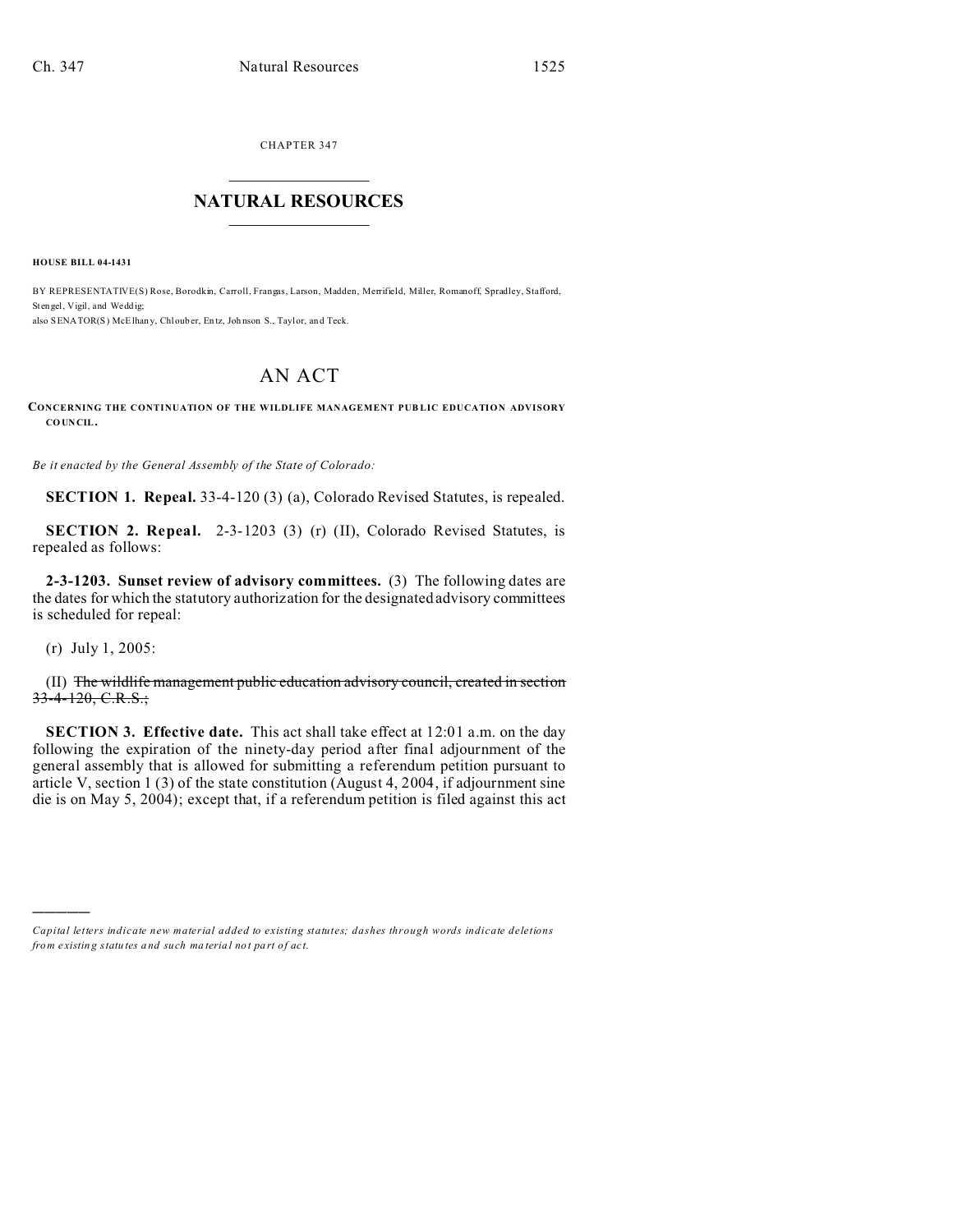CHAPTER 347

# NATURAL RESOURCES

**HOUSE BILL 04-1431**

BY REPRESENTATIVE(S) Rose, Borodkin, Carroll, Frangas, Larson, Madden, Merrifield, Miller, Romanoff, Spradley, Stafford, Stengel, Vigil, and Weddig;
also SENATOR(S) McElhany, Chlouber, Entz, Johnson S., Taylor, and Teck.

# AN ACT

**CONCERNING THE CONTINUATION OF THE WILDLIFE MANAGEMENT PUBLIC EDUCATION ADVISORY COUNCIL.**

*Be it enacted by the General Assembly of the State of Colorado:*

**SECTION 1. Repeal.** 33-4-120 (3) (a), Colorado Revised Statutes, is repealed.

**SECTION 2. Repeal.** 2-3-1203 (3) (r) (II), Colorado Revised Statutes, is repealed as follows:

**2-3-1203. Sunset review of advisory committees.** (3) The following dates are the dates for which the statutory authorization for the designated advisory committees is scheduled for repeal:

(r) July 1, 2005:

(II) ~~The wildlife management public education advisory council, created in section 33-4-120, C.R.S.;~~

**SECTION 3. Effective date.** This act shall take effect at 12:01 a.m. on the day following the expiration of the ninety-day period after final adjournment of the general assembly that is allowed for submitting a referendum petition pursuant to article V, section 1 (3) of the state constitution (August 4, 2004, if adjournment sine die is on May 5, 2004); except that, if a referendum petition is filed against this act

---

*Capital letters indicate new material added to existing statutes; dashes through words indicate deletions from existing statutes and such material not part of act.*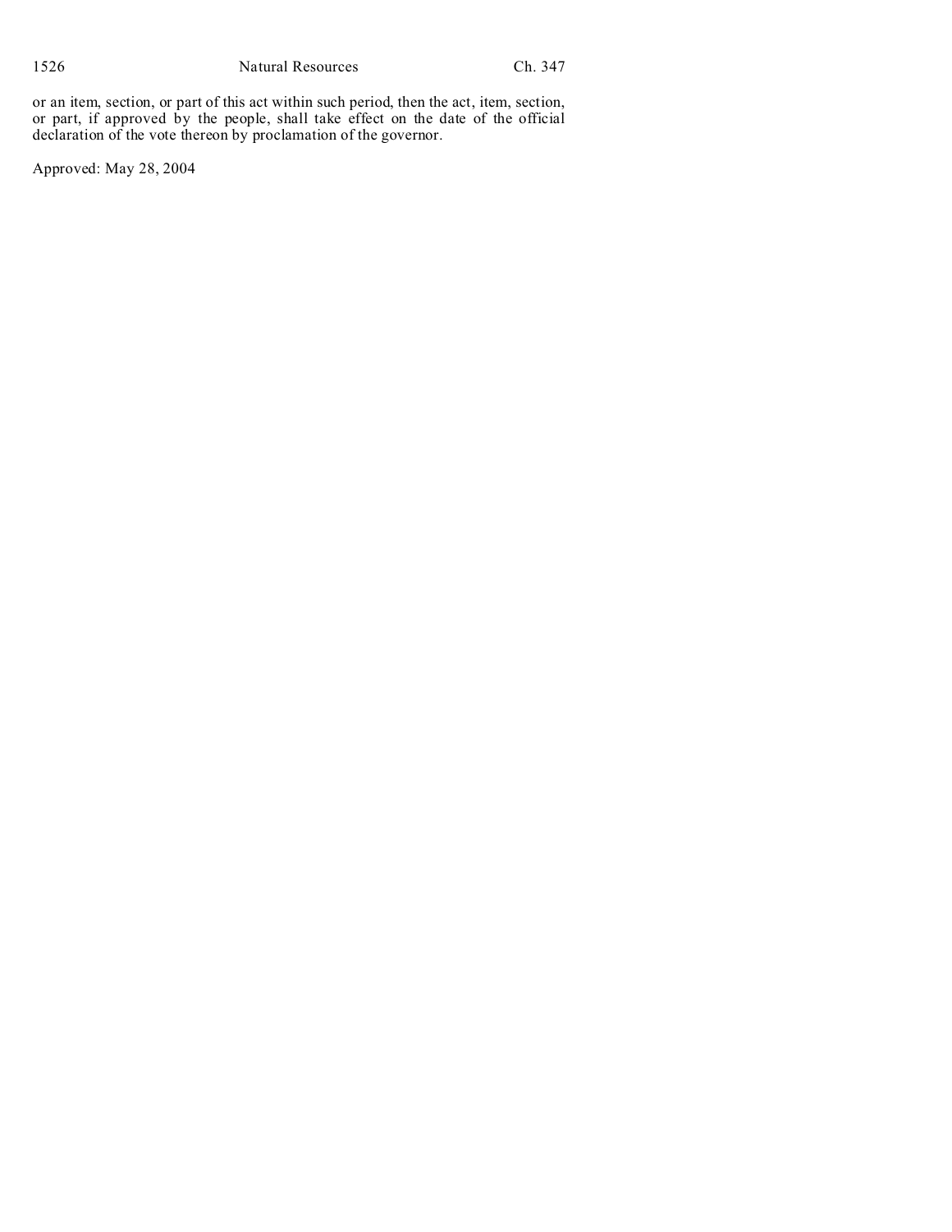or an item, section, or part of this act within such period, then the act, item, section, or part, if approved by the people, shall take effect on the date of the official declaration of the vote thereon by proclamation of the governor.

Approved: May 28, 2004